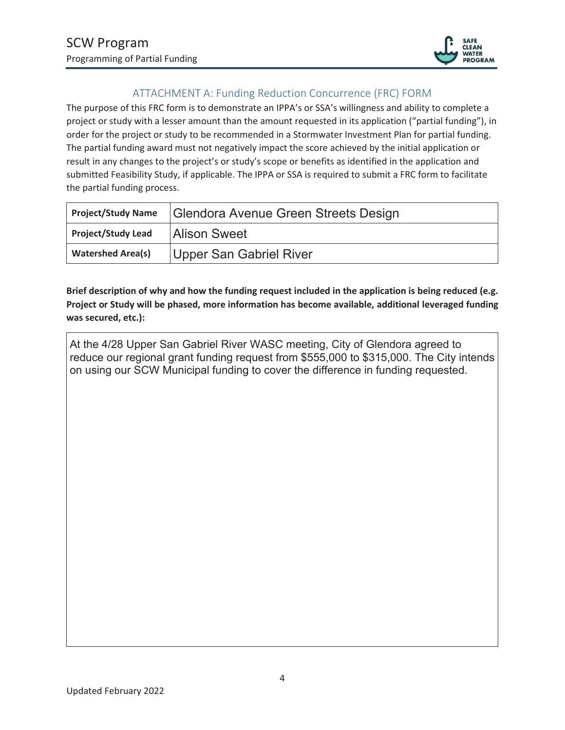## ATTACHMENT A: Funding Reduction Concurrence (FRC) FORM

The purpose of this FRC form is to demonstrate an IPPA's or SSA's willingness and ability to complete a project or study with a lesser amount than the amount requested in its application ("partial funding"), in order for the project or study to be recommended in a Stormwater Investment Plan for partial funding. The partial funding award must not negatively impact the score achieved by the initial application or result in any changes to the project's or study's scope or benefits as identified in the application and submitted Feasibility Study, if applicable. The IPPA or SSA is required to submit a FRC form to facilitate the partial funding process.

| **Project/Study Name** | Glendora Avenue Green Streets Design |
|---|---|
| **Project/Study Lead** | Alison Sweet |
| **Watershed Area(s)** | Upper San Gabriel River |

**Brief description of why and how the funding request included in the application is being reduced (e.g. Project or Study will be phased, more information has become available, additional leveraged funding was secured, etc.):**

At the 4/28 Upper San Gabriel River WASC meeting, City of Glendora agreed to reduce our regional grant funding request from $555,000 to $315,000. The City intends on using our SCW Municipal funding to cover the difference in funding requested.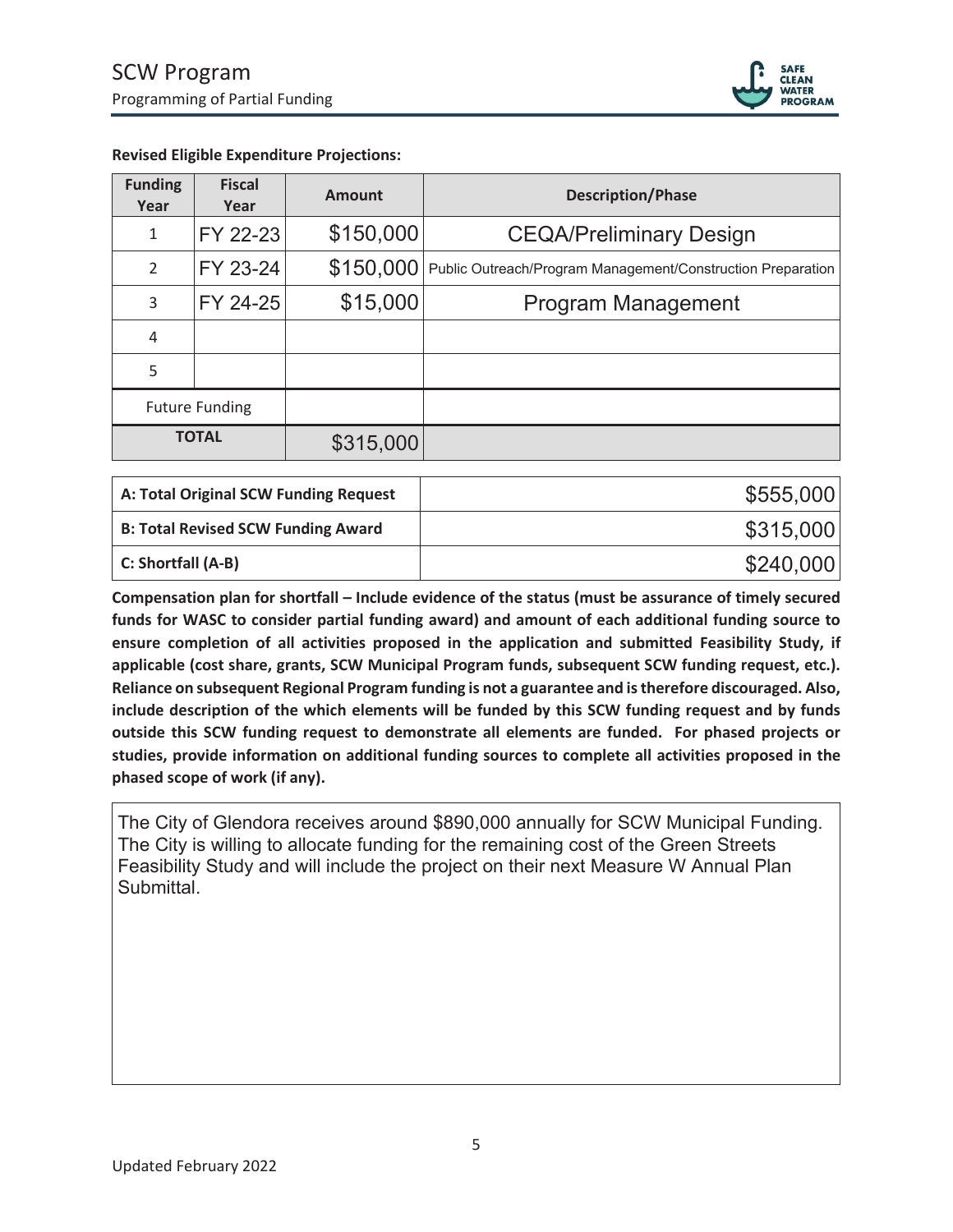**Revised Eligible Expenditure Projections:**

| Funding Year | Fiscal Year | Amount | Description/Phase |
|---|---|---|---|
| 1 | FY 22-23 | $150,000 | CEQA/Preliminary Design |
| 2 | FY 23-24 | $150,000 | Public Outreach/Program Management/Construction Preparation |
| 3 | FY 24-25 | $15,000 | Program Management |
| 4 | | | |
| 5 | | | |
| Future Funding | | | |
| **TOTAL** | | $315,000 | |

| | |
|---|---|
| **A: Total Original SCW Funding Request** | $555,000 |
| **B: Total Revised SCW Funding Award** | $315,000 |
| **C: Shortfall (A-B)** | $240,000 |

**Compensation plan for shortfall – Include evidence of the status (must be assurance of timely secured funds for WASC to consider partial funding award) and amount of each additional funding source to ensure completion of all activities proposed in the application and submitted Feasibility Study, if applicable (cost share, grants, SCW Municipal Program funds, subsequent SCW funding request, etc.). Reliance on subsequent Regional Program funding is not a guarantee and is therefore discouraged. Also, include description of the which elements will be funded by this SCW funding request and by funds outside this SCW funding request to demonstrate all elements are funded. For phased projects or studies, provide information on additional funding sources to complete all activities proposed in the phased scope of work (if any).**

The City of Glendora receives around $890,000 annually for SCW Municipal Funding. The City is willing to allocate funding for the remaining cost of the Green Streets Feasibility Study and will include the project on their next Measure W Annual Plan Submittal.

Updated February 2022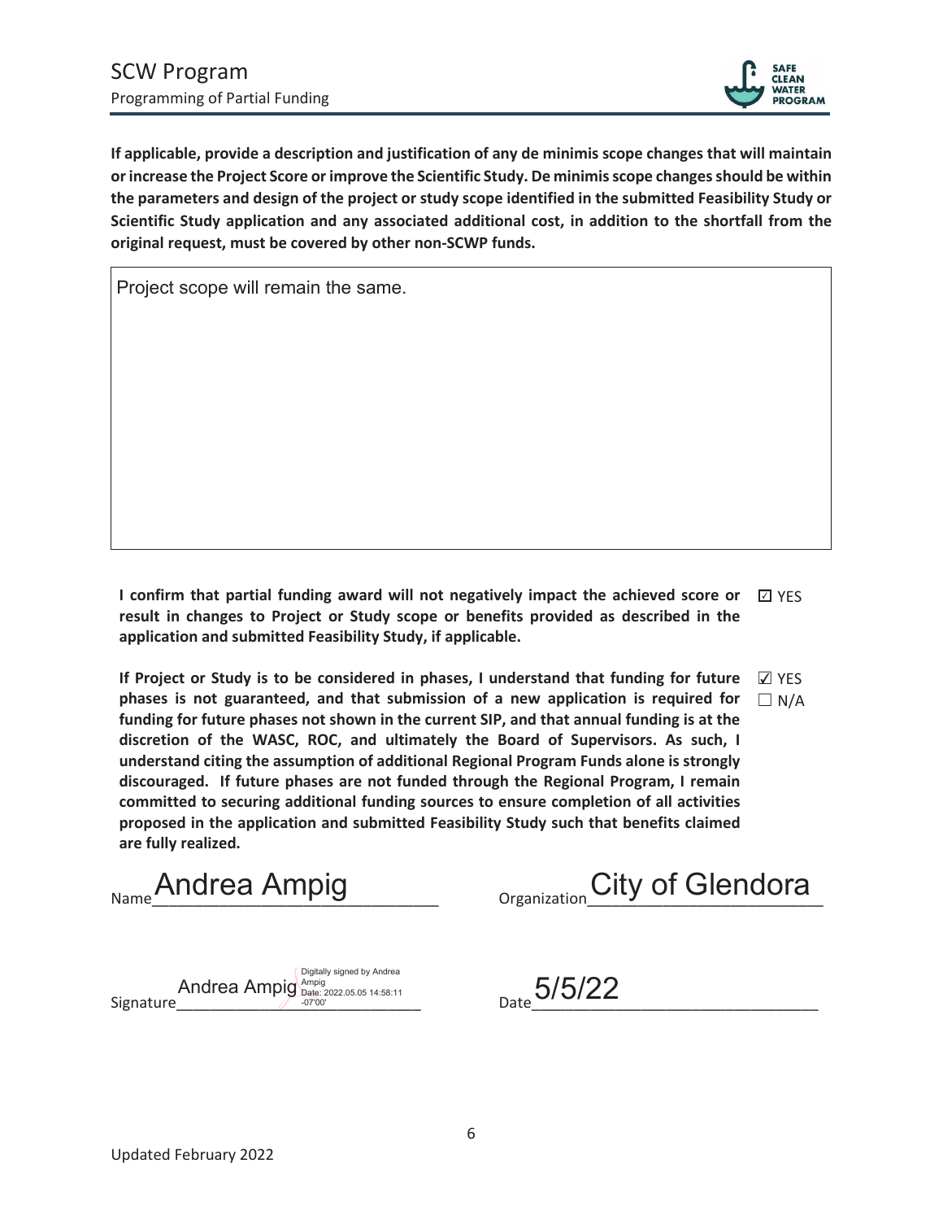**If applicable, provide a description and justification of any de minimis scope changes that will maintain or increase the Project Score or improve the Scientific Study. De minimis scope changes should be within the parameters and design of the project or study scope identified in the submitted Feasibility Study or Scientific Study application and any associated additional cost, in addition to the shortfall from the original request, must be covered by other non-SCWP funds.**

| |
|---|
| Project scope will remain the same. |

**I confirm that partial funding award will not negatively impact the achieved score or result in changes to Project or Study scope or benefits provided as described in the application and submitted Feasibility Study, if applicable.** ☑ YES

**If Project or Study is to be considered in phases, I understand that funding for future phases is not guaranteed, and that submission of a new application is required for funding for future phases not shown in the current SIP, and that annual funding is at the discretion of the WASC, ROC, and ultimately the Board of Supervisors. As such, I understand citing the assumption of additional Regional Program Funds alone is strongly discouraged. If future phases are not funded through the Regional Program, I remain committed to securing additional funding sources to ensure completion of all activities proposed in the application and submitted Feasibility Study such that benefits claimed are fully realized.** ☑ YES ☐ N/A

Name: Andrea Ampig

Organization: City of Glendora

Signature: Andrea Ampig (Digitally signed by Andrea Ampig Date: 2022.05.05 14:58:11 -07'00')

Date: 5/5/22

Updated February 2022